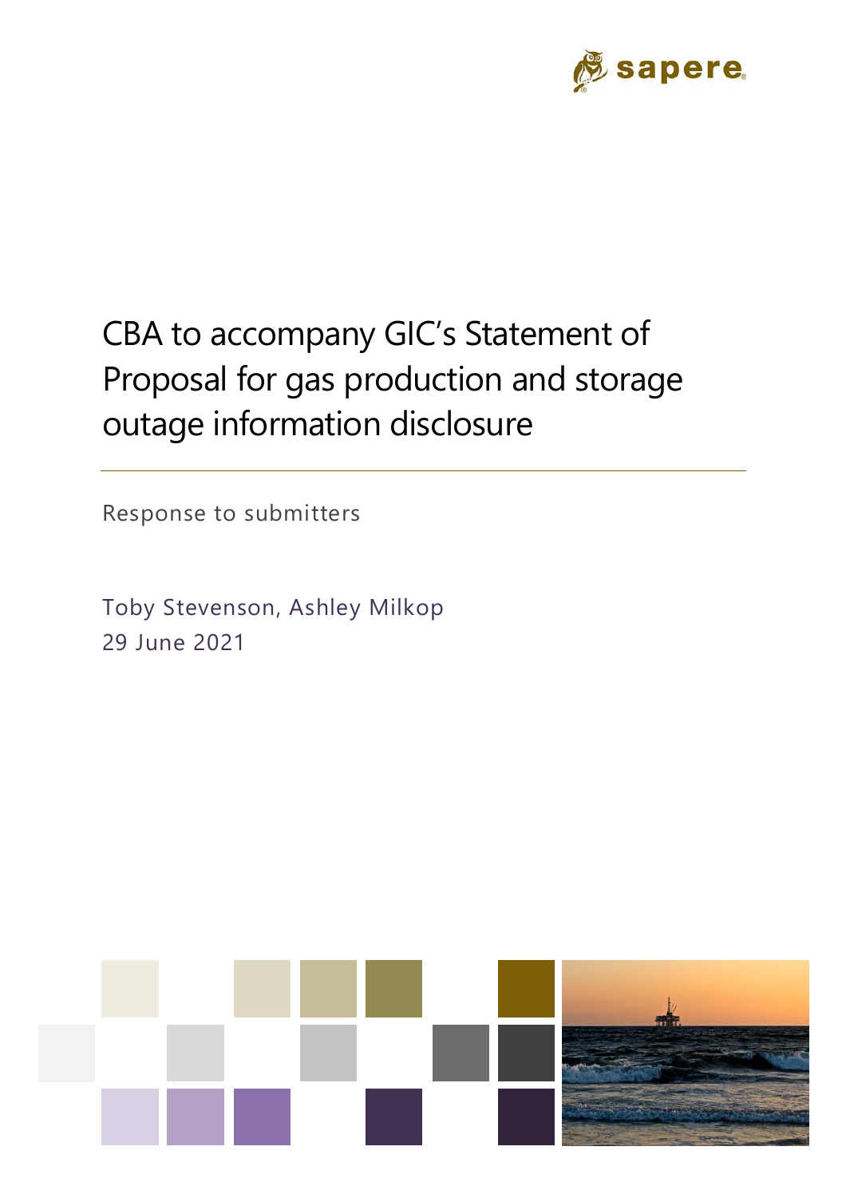sapere

# CBA to accompany GIC's Statement of Proposal for gas production and storage outage information disclosure

Response to submitters

Toby Stevenson, Ashley Milkop
29 June 2021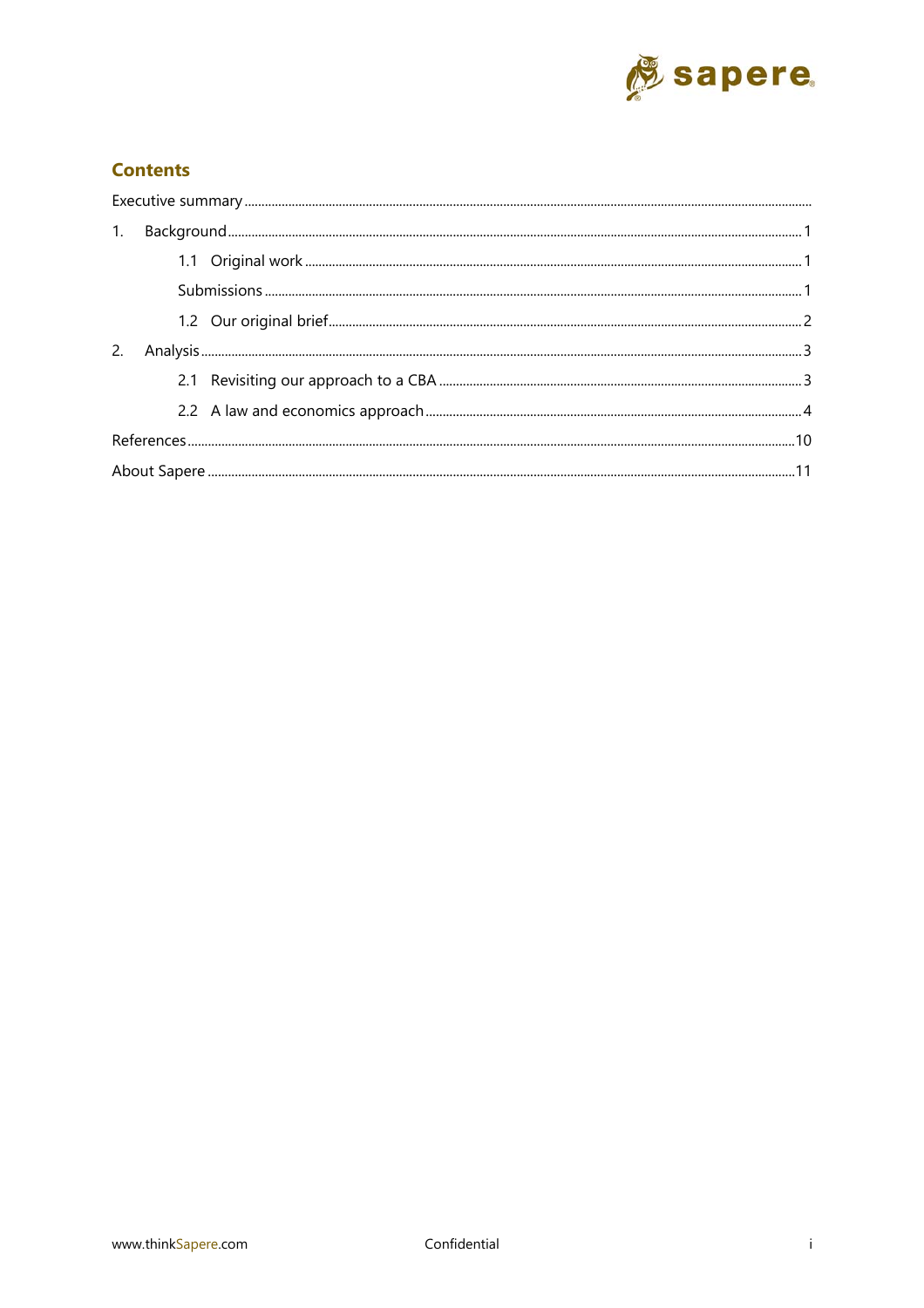## Contents

- Executive summary
- 1. Background ..... 1
  - 1.1 Original work ..... 1
  - Submissions ..... 1
  - 1.2 Our original brief ..... 2
- 2. Analysis ..... 3
  - 2.1 Revisiting our approach to a CBA ..... 3
  - 2.2 A law and economics approach ..... 4
- References ..... 10
- About Sapere ..... 11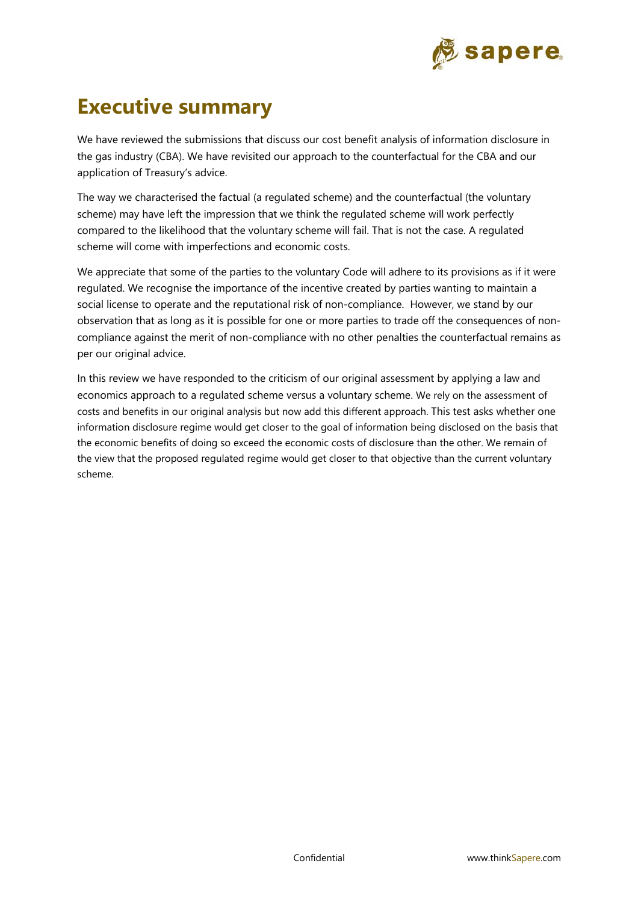# Executive summary

We have reviewed the submissions that discuss our cost benefit analysis of information disclosure in the gas industry (CBA). We have revisited our approach to the counterfactual for the CBA and our application of Treasury's advice.

The way we characterised the factual (a regulated scheme) and the counterfactual (the voluntary scheme) may have left the impression that we think the regulated scheme will work perfectly compared to the likelihood that the voluntary scheme will fail. That is not the case. A regulated scheme will come with imperfections and economic costs.

We appreciate that some of the parties to the voluntary Code will adhere to its provisions as if it were regulated. We recognise the importance of the incentive created by parties wanting to maintain a social license to operate and the reputational risk of non-compliance. However, we stand by our observation that as long as it is possible for one or more parties to trade off the consequences of non-compliance against the merit of non-compliance with no other penalties the counterfactual remains as per our original advice.

In this review we have responded to the criticism of our original assessment by applying a law and economics approach to a regulated scheme versus a voluntary scheme. We rely on the assessment of costs and benefits in our original analysis but now add this different approach. This test asks whether one information disclosure regime would get closer to the goal of information being disclosed on the basis that the economic benefits of doing so exceed the economic costs of disclosure than the other. We remain of the view that the proposed regulated regime would get closer to that objective than the current voluntary scheme.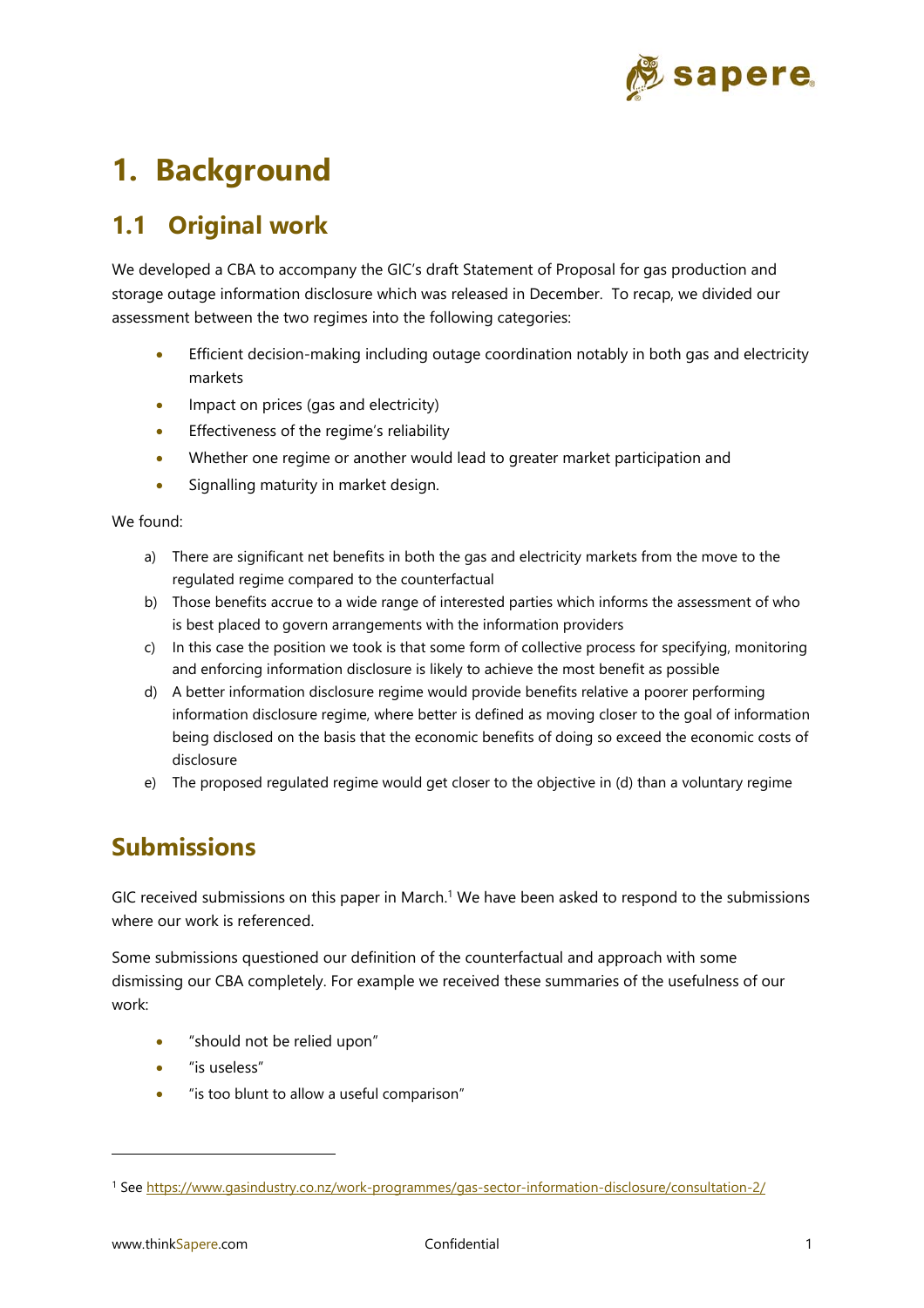# 1. Background

## 1.1 Original work

We developed a CBA to accompany the GIC's draft Statement of Proposal for gas production and storage outage information disclosure which was released in December. To recap, we divided our assessment between the two regimes into the following categories:

- Efficient decision-making including outage coordination notably in both gas and electricity markets
- Impact on prices (gas and electricity)
- Effectiveness of the regime's reliability
- Whether one regime or another would lead to greater market participation and
- Signalling maturity in market design.

We found:

a) There are significant net benefits in both the gas and electricity markets from the move to the regulated regime compared to the counterfactual

b) Those benefits accrue to a wide range of interested parties which informs the assessment of who is best placed to govern arrangements with the information providers

c) In this case the position we took is that some form of collective process for specifying, monitoring and enforcing information disclosure is likely to achieve the most benefit as possible

d) A better information disclosure regime would provide benefits relative a poorer performing information disclosure regime, where better is defined as moving closer to the goal of information being disclosed on the basis that the economic benefits of doing so exceed the economic costs of disclosure

e) The proposed regulated regime would get closer to the objective in (d) than a voluntary regime

## Submissions

GIC received submissions on this paper in March.[1] We have been asked to respond to the submissions where our work is referenced.

Some submissions questioned our definition of the counterfactual and approach with some dismissing our CBA completely. For example we received these summaries of the usefulness of our work:

- "should not be relied upon"
- "is useless"
- "is too blunt to allow a useful comparison"

[1] See https://www.gasindustry.co.nz/work-programmes/gas-sector-information-disclosure/consultation-2/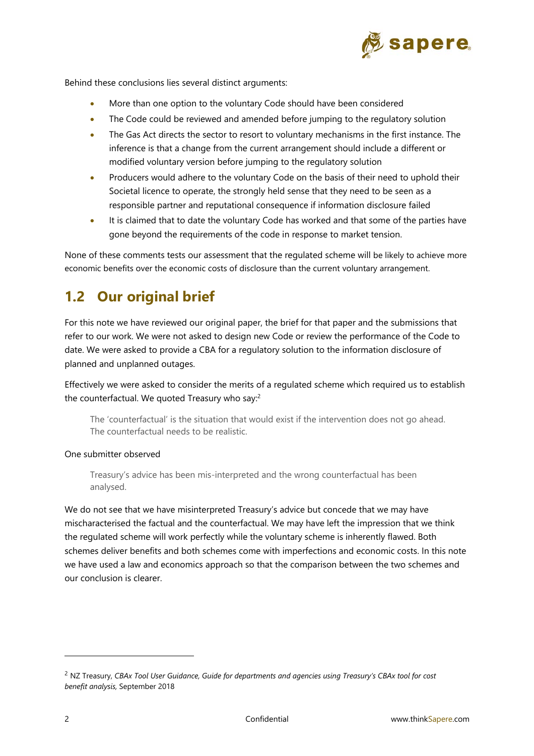Behind these conclusions lies several distinct arguments:

- More than one option to the voluntary Code should have been considered
- The Code could be reviewed and amended before jumping to the regulatory solution
- The Gas Act directs the sector to resort to voluntary mechanisms in the first instance. The inference is that a change from the current arrangement should include a different or modified voluntary version before jumping to the regulatory solution
- Producers would adhere to the voluntary Code on the basis of their need to uphold their Societal licence to operate, the strongly held sense that they need to be seen as a responsible partner and reputational consequence if information disclosure failed
- It is claimed that to date the voluntary Code has worked and that some of the parties have gone beyond the requirements of the code in response to market tension.

None of these comments tests our assessment that the regulated scheme will be likely to achieve more economic benefits over the economic costs of disclosure than the current voluntary arrangement.

## 1.2 Our original brief

For this note we have reviewed our original paper, the brief for that paper and the submissions that refer to our work. We were not asked to design new Code or review the performance of the Code to date. We were asked to provide a CBA for a regulatory solution to the information disclosure of planned and unplanned outages.

Effectively we were asked to consider the merits of a regulated scheme which required us to establish the counterfactual. We quoted Treasury who say:[2]

> The 'counterfactual' is the situation that would exist if the intervention does not go ahead. The counterfactual needs to be realistic.

One submitter observed

> Treasury's advice has been mis-interpreted and the wrong counterfactual has been analysed.

We do not see that we have misinterpreted Treasury's advice but concede that we may have mischaracterised the factual and the counterfactual. We may have left the impression that we think the regulated scheme will work perfectly while the voluntary scheme is inherently flawed. Both schemes deliver benefits and both schemes come with imperfections and economic costs. In this note we have used a law and economics approach so that the comparison between the two schemes and our conclusion is clearer.

---

[2] NZ Treasury, *CBAx Tool User Guidance, Guide for departments and agencies using Treasury's CBAx tool for cost benefit analysis,* September 2018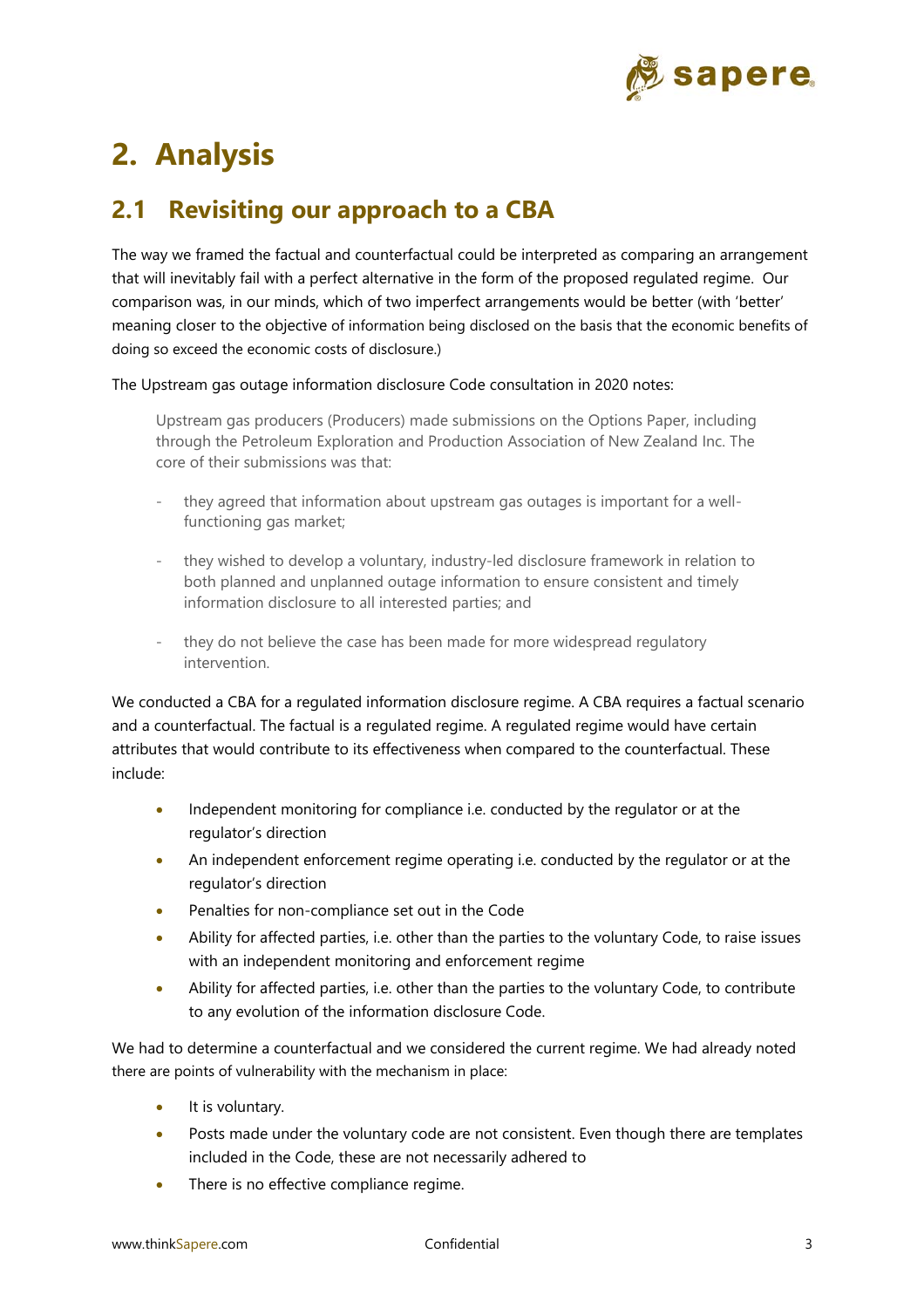# 2. Analysis

## 2.1 Revisiting our approach to a CBA

The way we framed the factual and counterfactual could be interpreted as comparing an arrangement that will inevitably fail with a perfect alternative in the form of the proposed regulated regime. Our comparison was, in our minds, which of two imperfect arrangements would be better (with 'better' meaning closer to the objective of information being disclosed on the basis that the economic benefits of doing so exceed the economic costs of disclosure.)

The Upstream gas outage information disclosure Code consultation in 2020 notes:

> Upstream gas producers (Producers) made submissions on the Options Paper, including through the Petroleum Exploration and Production Association of New Zealand Inc. The core of their submissions was that:
>
> - they agreed that information about upstream gas outages is important for a well-functioning gas market;
> - they wished to develop a voluntary, industry-led disclosure framework in relation to both planned and unplanned outage information to ensure consistent and timely information disclosure to all interested parties; and
> - they do not believe the case has been made for more widespread regulatory intervention.

We conducted a CBA for a regulated information disclosure regime. A CBA requires a factual scenario and a counterfactual. The factual is a regulated regime. A regulated regime would have certain attributes that would contribute to its effectiveness when compared to the counterfactual. These include:

- Independent monitoring for compliance i.e. conducted by the regulator or at the regulator's direction
- An independent enforcement regime operating i.e. conducted by the regulator or at the regulator's direction
- Penalties for non-compliance set out in the Code
- Ability for affected parties, i.e. other than the parties to the voluntary Code, to raise issues with an independent monitoring and enforcement regime
- Ability for affected parties, i.e. other than the parties to the voluntary Code, to contribute to any evolution of the information disclosure Code.

We had to determine a counterfactual and we considered the current regime. We had already noted there are points of vulnerability with the mechanism in place:

- It is voluntary.
- Posts made under the voluntary code are not consistent. Even though there are templates included in the Code, these are not necessarily adhered to
- There is no effective compliance regime.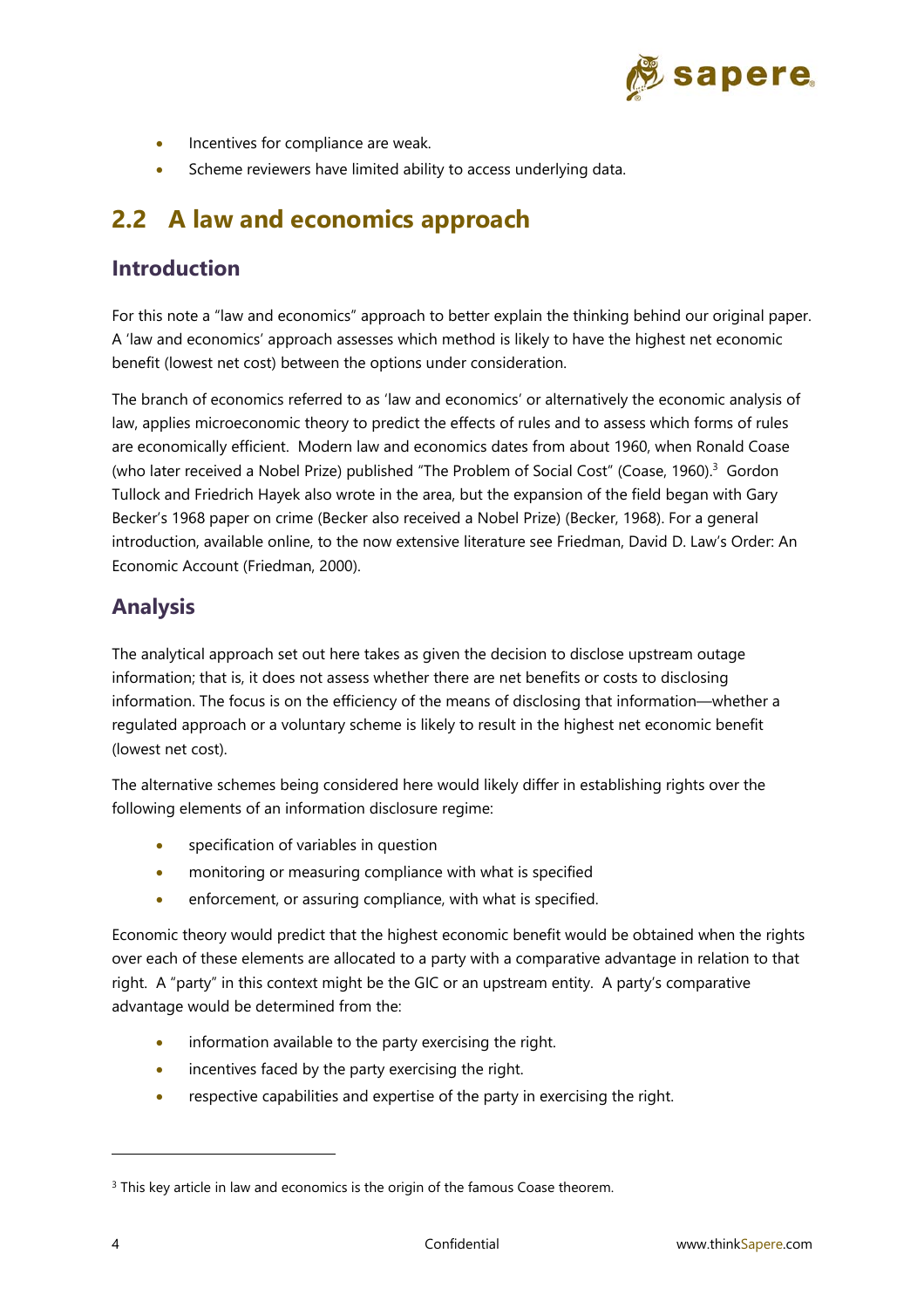- Incentives for compliance are weak.
- Scheme reviewers have limited ability to access underlying data.

## 2.2 A law and economics approach

### Introduction

For this note a "law and economics" approach to better explain the thinking behind our original paper. A 'law and economics' approach assesses which method is likely to have the highest net economic benefit (lowest net cost) between the options under consideration.

The branch of economics referred to as 'law and economics' or alternatively the economic analysis of law, applies microeconomic theory to predict the effects of rules and to assess which forms of rules are economically efficient. Modern law and economics dates from about 1960, when Ronald Coase (who later received a Nobel Prize) published "The Problem of Social Cost" (Coase, 1960).[3] Gordon Tullock and Friedrich Hayek also wrote in the area, but the expansion of the field began with Gary Becker's 1968 paper on crime (Becker also received a Nobel Prize) (Becker, 1968). For a general introduction, available online, to the now extensive literature see Friedman, David D. Law's Order: An Economic Account (Friedman, 2000).

### Analysis

The analytical approach set out here takes as given the decision to disclose upstream outage information; that is, it does not assess whether there are net benefits or costs to disclosing information. The focus is on the efficiency of the means of disclosing that information—whether a regulated approach or a voluntary scheme is likely to result in the highest net economic benefit (lowest net cost).

The alternative schemes being considered here would likely differ in establishing rights over the following elements of an information disclosure regime:

- specification of variables in question
- monitoring or measuring compliance with what is specified
- enforcement, or assuring compliance, with what is specified.

Economic theory would predict that the highest economic benefit would be obtained when the rights over each of these elements are allocated to a party with a comparative advantage in relation to that right. A "party" in this context might be the GIC or an upstream entity. A party's comparative advantage would be determined from the:

- information available to the party exercising the right.
- incentives faced by the party exercising the right.
- respective capabilities and expertise of the party in exercising the right.

[3] This key article in law and economics is the origin of the famous Coase theorem.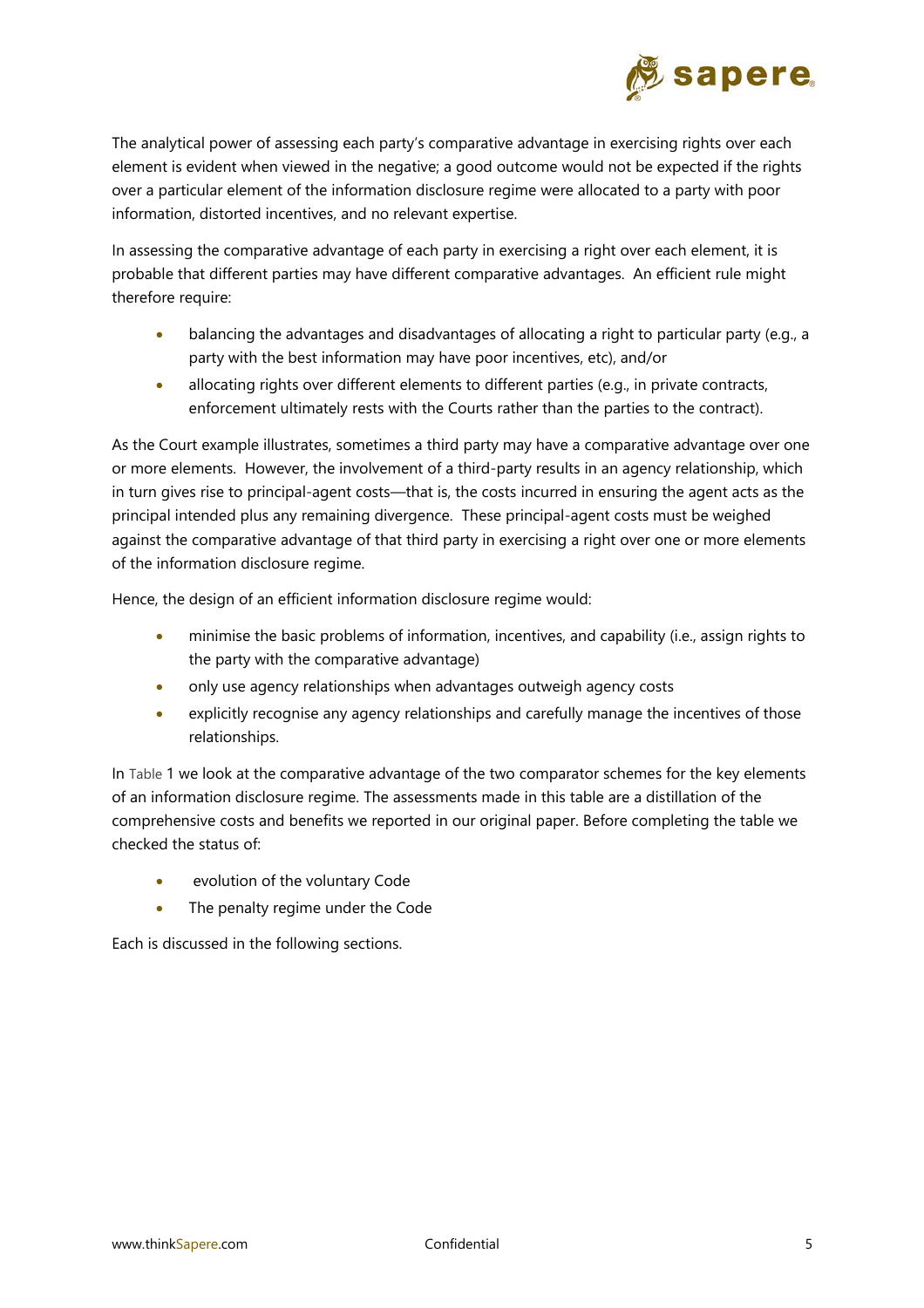The analytical power of assessing each party's comparative advantage in exercising rights over each element is evident when viewed in the negative; a good outcome would not be expected if the rights over a particular element of the information disclosure regime were allocated to a party with poor information, distorted incentives, and no relevant expertise.

In assessing the comparative advantage of each party in exercising a right over each element, it is probable that different parties may have different comparative advantages. An efficient rule might therefore require:

- balancing the advantages and disadvantages of allocating a right to particular party (e.g., a party with the best information may have poor incentives, etc), and/or
- allocating rights over different elements to different parties (e.g., in private contracts, enforcement ultimately rests with the Courts rather than the parties to the contract).

As the Court example illustrates, sometimes a third party may have a comparative advantage over one or more elements. However, the involvement of a third-party results in an agency relationship, which in turn gives rise to principal-agent costs—that is, the costs incurred in ensuring the agent acts as the principal intended plus any remaining divergence. These principal-agent costs must be weighed against the comparative advantage of that third party in exercising a right over one or more elements of the information disclosure regime.

Hence, the design of an efficient information disclosure regime would:

- minimise the basic problems of information, incentives, and capability (i.e., assign rights to the party with the comparative advantage)
- only use agency relationships when advantages outweigh agency costs
- explicitly recognise any agency relationships and carefully manage the incentives of those relationships.

In Table 1 we look at the comparative advantage of the two comparator schemes for the key elements of an information disclosure regime. The assessments made in this table are a distillation of the comprehensive costs and benefits we reported in our original paper. Before completing the table we checked the status of:

- evolution of the voluntary Code
- The penalty regime under the Code

Each is discussed in the following sections.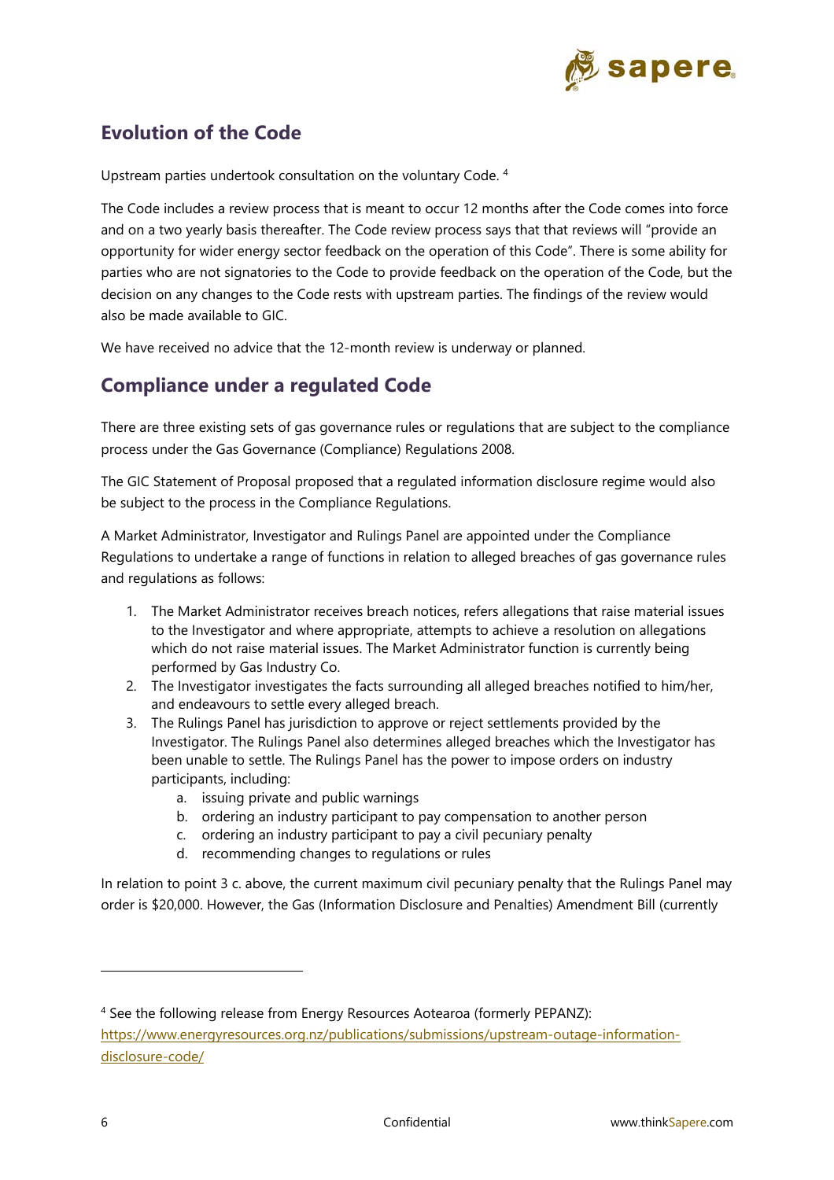## Evolution of the Code

Upstream parties undertook consultation on the voluntary Code. [4]

The Code includes a review process that is meant to occur 12 months after the Code comes into force and on a two yearly basis thereafter. The Code review process says that that reviews will "provide an opportunity for wider energy sector feedback on the operation of this Code". There is some ability for parties who are not signatories to the Code to provide feedback on the operation of the Code, but the decision on any changes to the Code rests with upstream parties. The findings of the review would also be made available to GIC.

We have received no advice that the 12-month review is underway or planned.

## Compliance under a regulated Code

There are three existing sets of gas governance rules or regulations that are subject to the compliance process under the Gas Governance (Compliance) Regulations 2008.

The GIC Statement of Proposal proposed that a regulated information disclosure regime would also be subject to the process in the Compliance Regulations.

A Market Administrator, Investigator and Rulings Panel are appointed under the Compliance Regulations to undertake a range of functions in relation to alleged breaches of gas governance rules and regulations as follows:

1. The Market Administrator receives breach notices, refers allegations that raise material issues to the Investigator and where appropriate, attempts to achieve a resolution on allegations which do not raise material issues. The Market Administrator function is currently being performed by Gas Industry Co.
2. The Investigator investigates the facts surrounding all alleged breaches notified to him/her, and endeavours to settle every alleged breach.
3. The Rulings Panel has jurisdiction to approve or reject settlements provided by the Investigator. The Rulings Panel also determines alleged breaches which the Investigator has been unable to settle. The Rulings Panel has the power to impose orders on industry participants, including:
    a. issuing private and public warnings
    b. ordering an industry participant to pay compensation to another person
    c. ordering an industry participant to pay a civil pecuniary penalty
    d. recommending changes to regulations or rules

In relation to point 3 c. above, the current maximum civil pecuniary penalty that the Rulings Panel may order is $20,000. However, the Gas (Information Disclosure and Penalties) Amendment Bill (currently

[4] See the following release from Energy Resources Aotearoa (formerly PEPANZ): https://www.energyresources.org.nz/publications/submissions/upstream-outage-information-disclosure-code/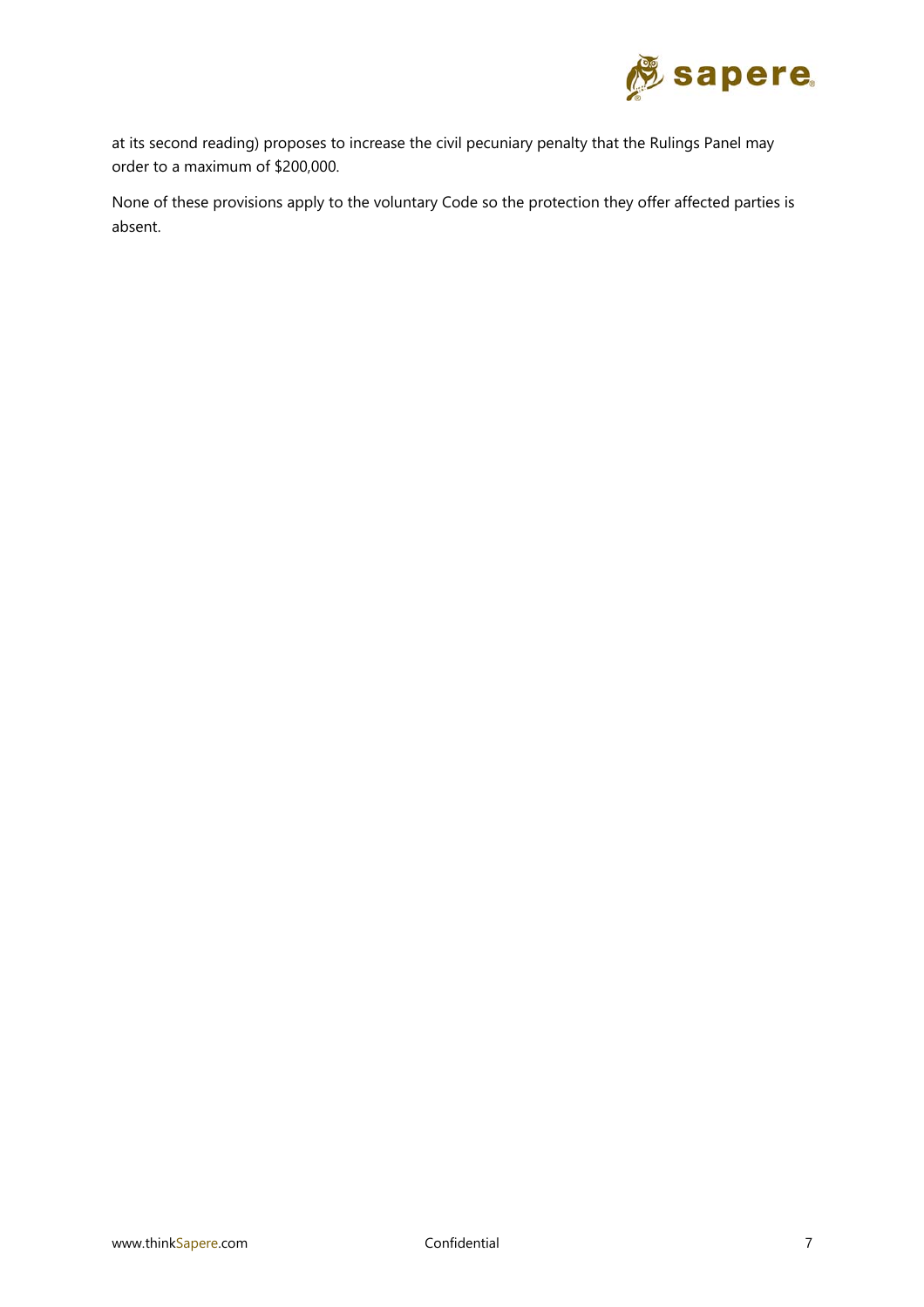at its second reading) proposes to increase the civil pecuniary penalty that the Rulings Panel may order to a maximum of $200,000.

None of these provisions apply to the voluntary Code so the protection they offer affected parties is absent.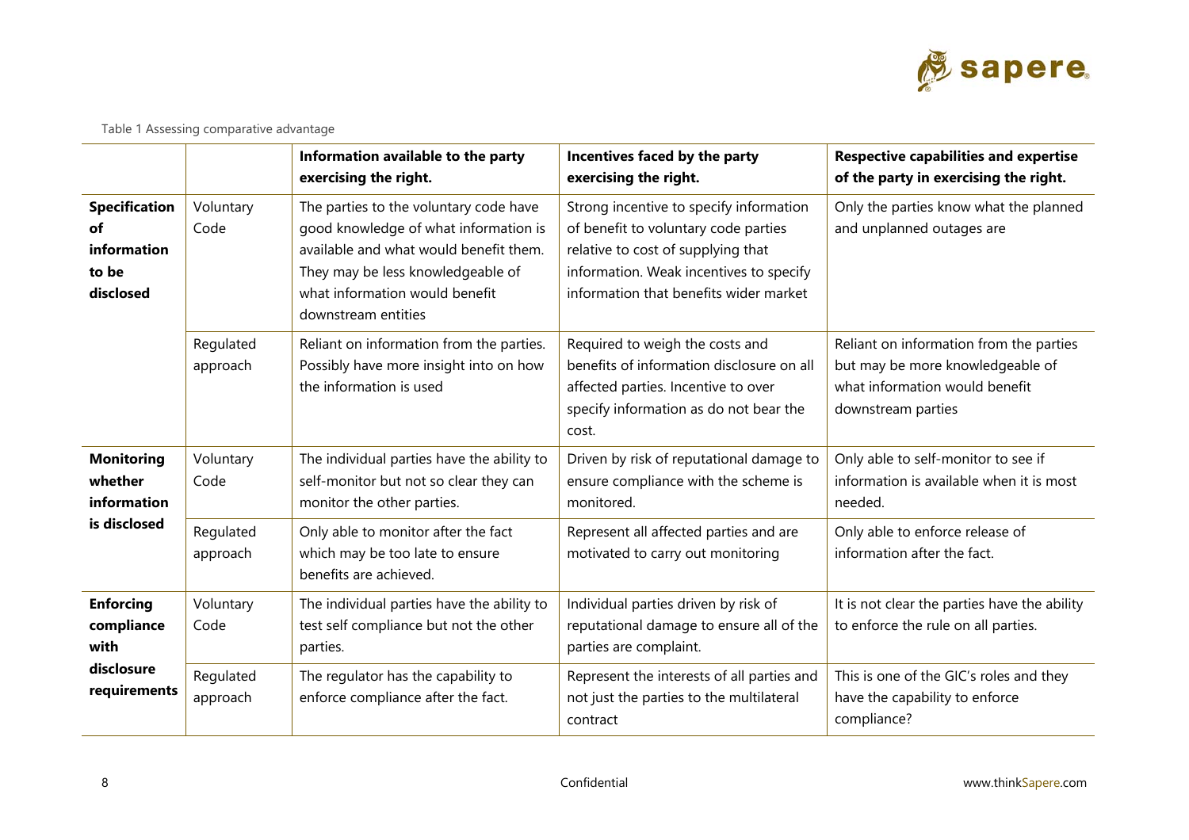Table 1 Assessing comparative advantage

| | | Information available to the party exercising the right. | Incentives faced by the party exercising the right. | Respective capabilities and expertise of the party in exercising the right. |
|---|---|---|---|---|
| **Specification of information to be disclosed** | Voluntary Code | The parties to the voluntary code have good knowledge of what information is available and what would benefit them. They may be less knowledgeable of what information would benefit downstream entities | Strong incentive to specify information of benefit to voluntary code parties relative to cost of supplying that information. Weak incentives to specify information that benefits wider market | Only the parties know what the planned and unplanned outages are |
| | Regulated approach | Reliant on information from the parties. Possibly have more insight into on how the information is used | Required to weigh the costs and benefits of information disclosure on all affected parties. Incentive to over specify information as do not bear the cost. | Reliant on information from the parties but may be more knowledgeable of what information would benefit downstream parties |
| **Monitoring whether information is disclosed** | Voluntary Code | The individual parties have the ability to self-monitor but not so clear they can monitor the other parties. | Driven by risk of reputational damage to ensure compliance with the scheme is monitored. | Only able to self-monitor to see if information is available when it is most needed. |
| | Regulated approach | Only able to monitor after the fact which may be too late to ensure benefits are achieved. | Represent all affected parties and are motivated to carry out monitoring | Only able to enforce release of information after the fact. |
| **Enforcing compliance with disclosure requirements** | Voluntary Code | The individual parties have the ability to test self compliance but not the other parties. | Individual parties driven by risk of reputational damage to ensure all of the parties are complaint. | It is not clear the parties have the ability to enforce the rule on all parties. |
| | Regulated approach | The regulator has the capability to enforce compliance after the fact. | Represent the interests of all parties and not just the parties to the multilateral contract | This is one of the GIC's roles and they have the capability to enforce compliance? |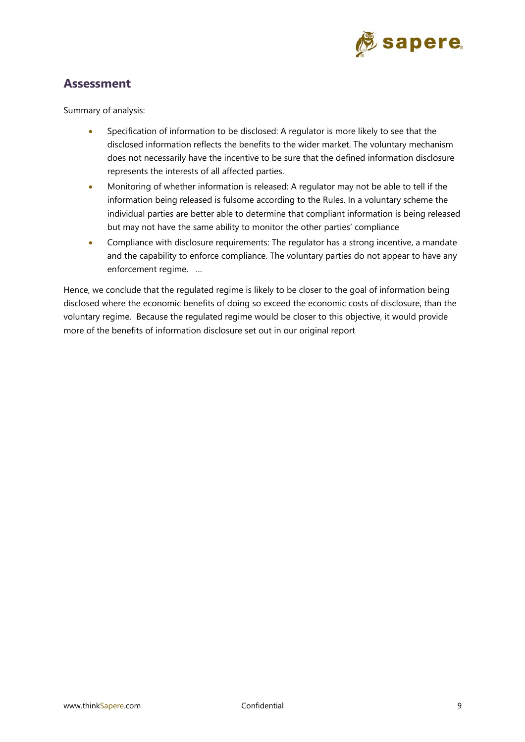## Assessment

Summary of analysis:

- Specification of information to be disclosed: A regulator is more likely to see that the disclosed information reflects the benefits to the wider market. The voluntary mechanism does not necessarily have the incentive to be sure that the defined information disclosure represents the interests of all affected parties.
- Monitoring of whether information is released: A regulator may not be able to tell if the information being released is fulsome according to the Rules. In a voluntary scheme the individual parties are better able to determine that compliant information is being released but may not have the same ability to monitor the other parties' compliance
- Compliance with disclosure requirements: The regulator has a strong incentive, a mandate and the capability to enforce compliance. The voluntary parties do not appear to have any enforcement regime. ...

Hence, we conclude that the regulated regime is likely to be closer to the goal of information being disclosed where the economic benefits of doing so exceed the economic costs of disclosure, than the voluntary regime. Because the regulated regime would be closer to this objective, it would provide more of the benefits of information disclosure set out in our original report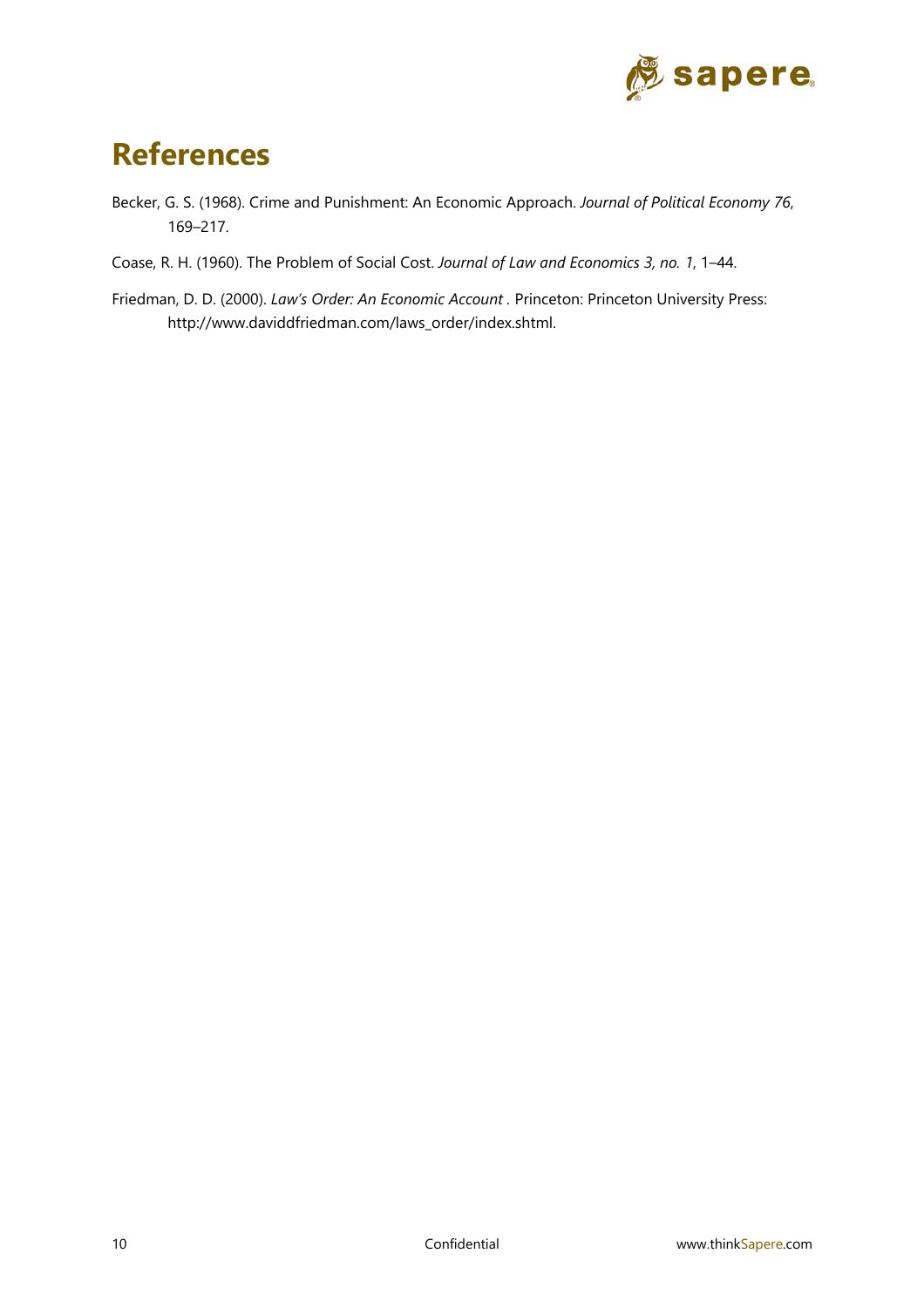# References

Becker, G. S. (1968). Crime and Punishment: An Economic Approach. *Journal of Political Economy 76*, 169–217.

Coase, R. H. (1960). The Problem of Social Cost. *Journal of Law and Economics 3, no. 1*, 1–44.

Friedman, D. D. (2000). *Law's Order: An Economic Account* . Princeton: Princeton University Press: http://www.daviddfriedman.com/laws_order/index.shtml.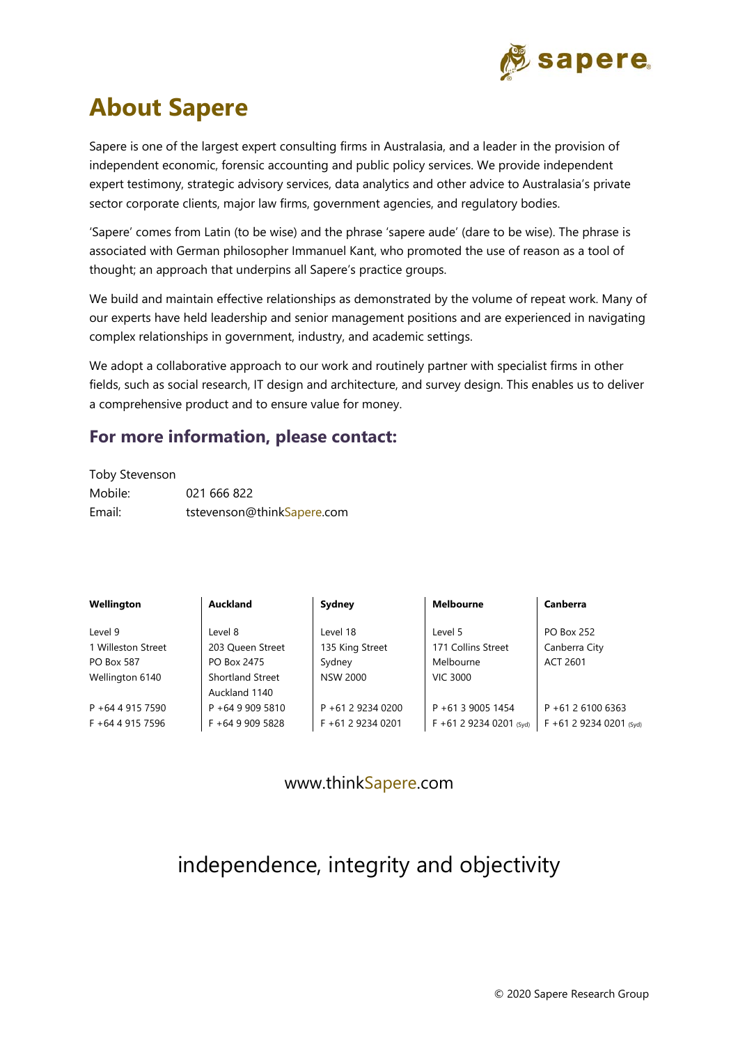# About Sapere

Sapere is one of the largest expert consulting firms in Australasia, and a leader in the provision of independent economic, forensic accounting and public policy services. We provide independent expert testimony, strategic advisory services, data analytics and other advice to Australasia's private sector corporate clients, major law firms, government agencies, and regulatory bodies.

'Sapere' comes from Latin (to be wise) and the phrase 'sapere aude' (dare to be wise). The phrase is associated with German philosopher Immanuel Kant, who promoted the use of reason as a tool of thought; an approach that underpins all Sapere's practice groups.

We build and maintain effective relationships as demonstrated by the volume of repeat work. Many of our experts have held leadership and senior management positions and are experienced in navigating complex relationships in government, industry, and academic settings.

We adopt a collaborative approach to our work and routinely partner with specialist firms in other fields, such as social research, IT design and architecture, and survey design. This enables us to deliver a comprehensive product and to ensure value for money.

## For more information, please contact:

Toby Stevenson
Mobile: 021 666 822
Email: tstevenson@thinkSapere.com

| Wellington | Auckland | Sydney | Melbourne | Canberra |
|---|---|---|---|---|
| Level 9<br>1 Willeston Street<br>PO Box 587<br>Wellington 6140 | Level 8<br>203 Queen Street<br>PO Box 2475<br>Shortland Street<br>Auckland 1140 | Level 18<br>135 King Street<br>Sydney<br>NSW 2000 | Level 5<br>171 Collins Street<br>Melbourne<br>VIC 3000 | PO Box 252<br>Canberra City<br>ACT 2601 |
| P +64 4 915 7590<br>F +64 4 915 7596 | P +64 9 909 5810<br>F +64 9 909 5828 | P +61 2 9234 0200<br>F +61 2 9234 0201 | P +61 3 9005 1454<br>F +61 2 9234 0201 (Syd) | P +61 2 6100 6363<br>F +61 2 9234 0201 (Syd) |

www.thinkSapere.com

independence, integrity and objectivity

© 2020 Sapere Research Group